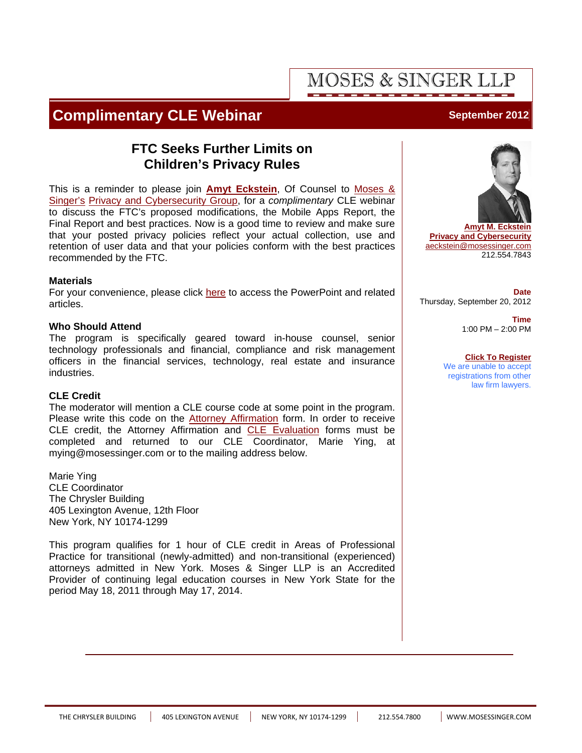MOSES & SINGER LLP

# Complimentary CLE Webinar

September 2012

## FTC Seeks Further Limits on Children's Privacy Rules

This is a reminder to please join **Amyt Eckstein**, Of Counsel to Moses & Singer's Privacy and Cybersecurity Group, for a *complimentary* CLE webinar to discuss the FTC's proposed modifications, the Mobile Apps Report, the Final Report and best practices. Now is a good time to review and make sure that your posted privacy policies reflect your actual collection, use and retention of user data and that your policies conform with the best practices recommended by the FTC.

**Materials**

For your convenience, please click here to access the PowerPoint and related articles.

**Who Should Attend**

The program is specifically geared toward in-house counsel, senior technology professionals and financial, compliance and risk management officers in the financial services, technology, real estate and insurance industries.

**CLE Credit**

The moderator will mention a CLE course code at some point in the program. Please write this code on the Attorney Affirmation form. In order to receive CLE credit, the Attorney Affirmation and CLE Evaluation forms must be completed and returned to our CLE Coordinator, Marie Ying, at mying@mosessinger.com or to the mailing address below.

Marie Ying
CLE Coordinator
The Chrysler Building
405 Lexington Avenue, 12th Floor
New York, NY 10174-1299

This program qualifies for 1 hour of CLE credit in Areas of Professional Practice for transitional (newly-admitted) and non-transitional (experienced) attorneys admitted in New York. Moses & Singer LLP is an Accredited Provider of continuing legal education courses in New York State for the period May 18, 2011 through May 17, 2014.

**Amyt M. Eckstein**
**Privacy and Cybersecurity**
aeckstein@mosessinger.com
212.554.7843

**Date**
Thursday, September 20, 2012

**Time**
1:00 PM – 2:00 PM

**Click To Register**
We are unable to accept registrations from other law firm lawyers.

THE CHRYSLER BUILDING | 405 LEXINGTON AVENUE | NEW YORK, NY 10174-1299 | 212.554.7800 | WWW.MOSESSINGER.COM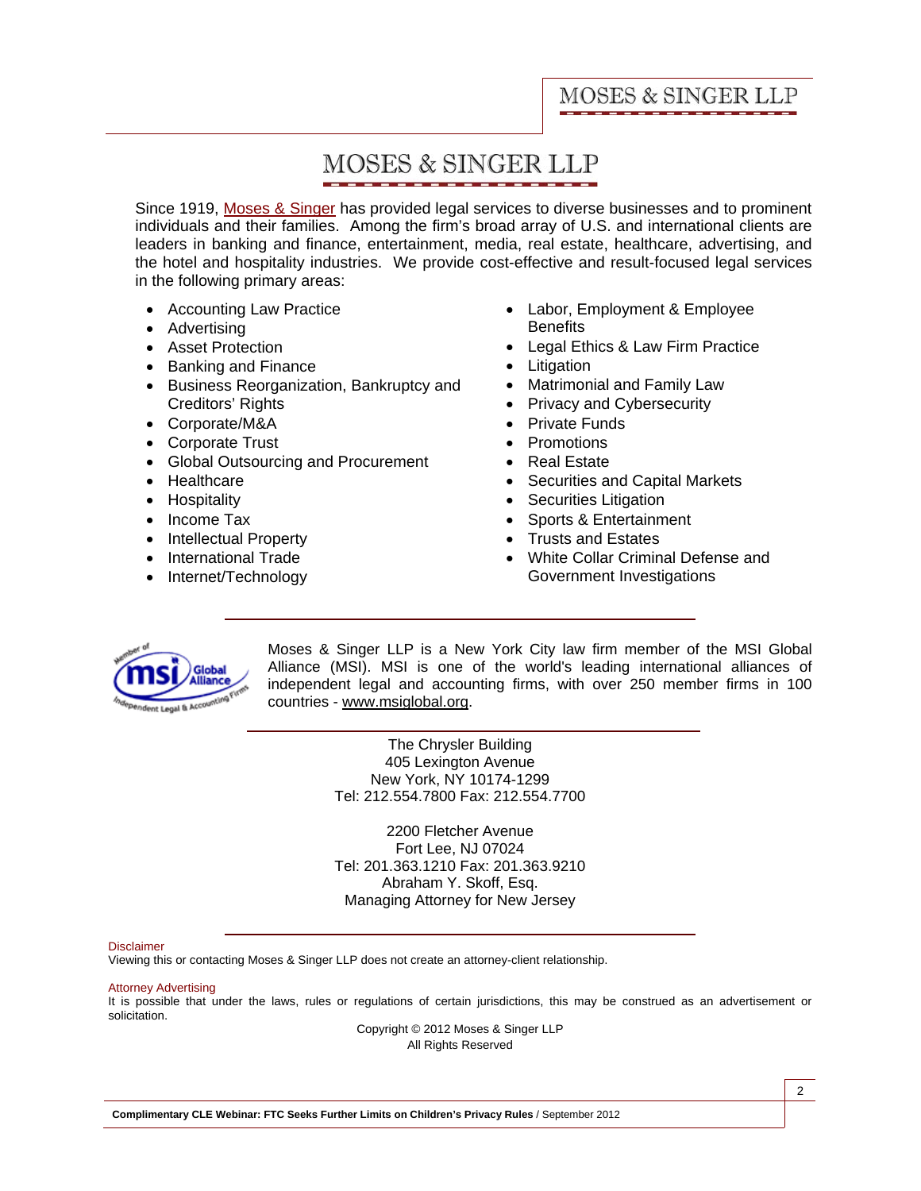# MOSES & SINGER LLP

Since 1919, Moses & Singer has provided legal services to diverse businesses and to prominent individuals and their families. Among the firm's broad array of U.S. and international clients are leaders in banking and finance, entertainment, media, real estate, healthcare, advertising, and the hotel and hospitality industries. We provide cost-effective and result-focused legal services in the following primary areas:

- Accounting Law Practice
- Advertising
- Asset Protection
- Banking and Finance
- Business Reorganization, Bankruptcy and Creditors' Rights
- Corporate/M&A
- Corporate Trust
- Global Outsourcing and Procurement
- Healthcare
- Hospitality
- Income Tax
- Intellectual Property
- International Trade
- Internet/Technology
- Labor, Employment & Employee Benefits
- Legal Ethics & Law Firm Practice
- Litigation
- Matrimonial and Family Law
- Privacy and Cybersecurity
- Private Funds
- Promotions
- Real Estate
- Securities and Capital Markets
- Securities Litigation
- Sports & Entertainment
- Trusts and Estates
- White Collar Criminal Defense and Government Investigations

---

Moses & Singer LLP is a New York City law firm member of the MSI Global Alliance (MSI). MSI is one of the world's leading international alliances of independent legal and accounting firms, with over 250 member firms in 100 countries - www.msiglobal.org.

---

The Chrysler Building
405 Lexington Avenue
New York, NY 10174-1299
Tel: 212.554.7800 Fax: 212.554.7700

2200 Fletcher Avenue
Fort Lee, NJ 07024
Tel: 201.363.1210 Fax: 201.363.9210
Abraham Y. Skoff, Esq.
Managing Attorney for New Jersey

---

Disclaimer
Viewing this or contacting Moses & Singer LLP does not create an attorney-client relationship.

Attorney Advertising
It is possible that under the laws, rules or regulations of certain jurisdictions, this may be construed as an advertisement or solicitation.

Copyright © 2012 Moses & Singer LLP
All Rights Reserved